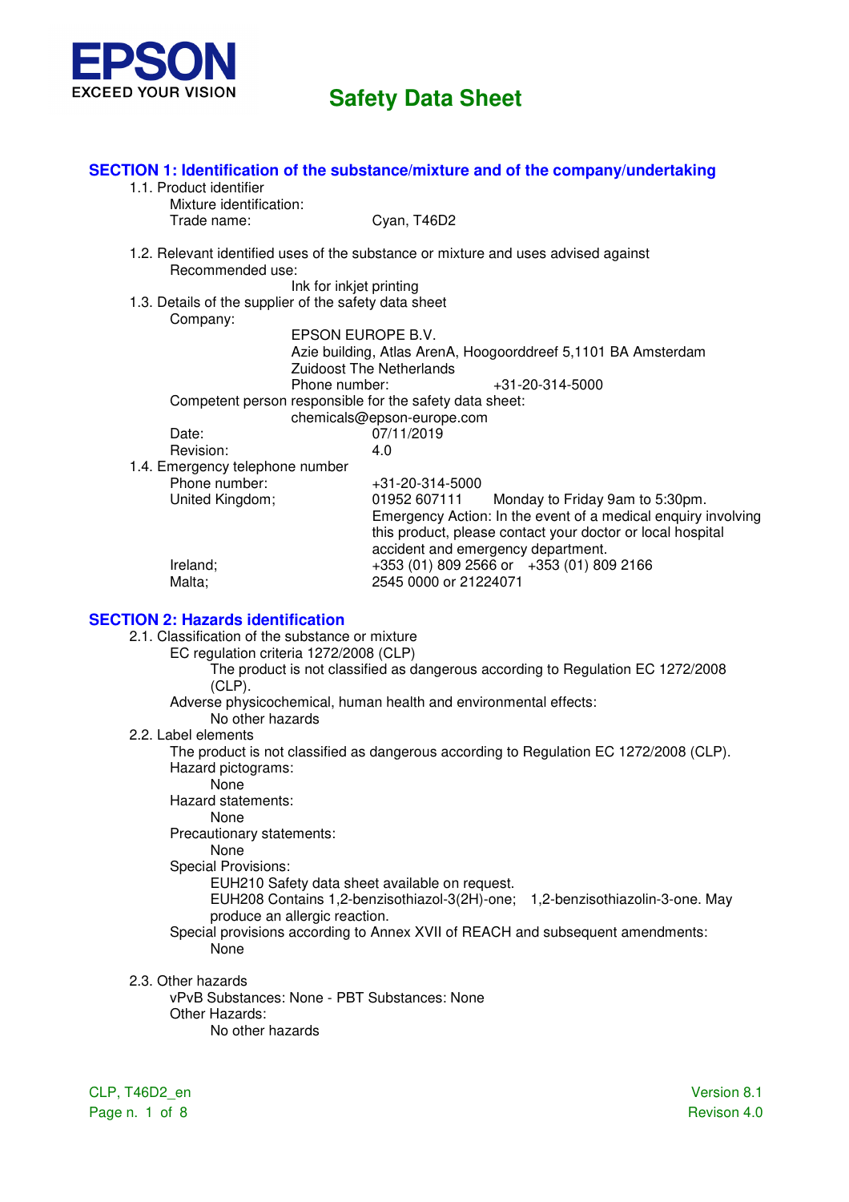EPSON
EXCEED YOUR VISION

# Safety Data Sheet

## SECTION 1: Identification of the substance/mixture and of the company/undertaking

1.1. Product identifier

Mixture identification:

Trade name: Cyan, T46D2

1.2. Relevant identified uses of the substance or mixture and uses advised against

Recommended use:

Ink for inkjet printing

1.3. Details of the supplier of the safety data sheet

Company:

EPSON EUROPE B.V.
Azie building, Atlas ArenA, Hoogoorddreef 5,1101 BA Amsterdam
Zuidoost The Netherlands
Phone number: +31-20-314-5000

Competent person responsible for the safety data sheet:

chemicals@epson-europe.com

Date: 07/11/2019

Revision: 4.0

1.4. Emergency telephone number

Phone number: +31-20-314-5000

United Kingdom; 01952 607111 Monday to Friday 9am to 5:30pm.
Emergency Action: In the event of a medical enquiry involving this product, please contact your doctor or local hospital accident and emergency department.

Ireland; +353 (01) 809 2566 or +353 (01) 809 2166

Malta; 2545 0000 or 21224071

## SECTION 2: Hazards identification

2.1. Classification of the substance or mixture

EC regulation criteria 1272/2008 (CLP)

The product is not classified as dangerous according to Regulation EC 1272/2008 (CLP).

Adverse physicochemical, human health and environmental effects:

No other hazards

2.2. Label elements

The product is not classified as dangerous according to Regulation EC 1272/2008 (CLP).

Hazard pictograms:

None

Hazard statements:

None

Precautionary statements:

None

Special Provisions:

EUH210 Safety data sheet available on request.
EUH208 Contains 1,2-benzisothiazol-3(2H)-one; 1,2-benzisothiazolin-3-one. May produce an allergic reaction.

Special provisions according to Annex XVII of REACH and subsequent amendments:

None

2.3. Other hazards

vPvB Substances: None - PBT Substances: None

Other Hazards:

No other hazards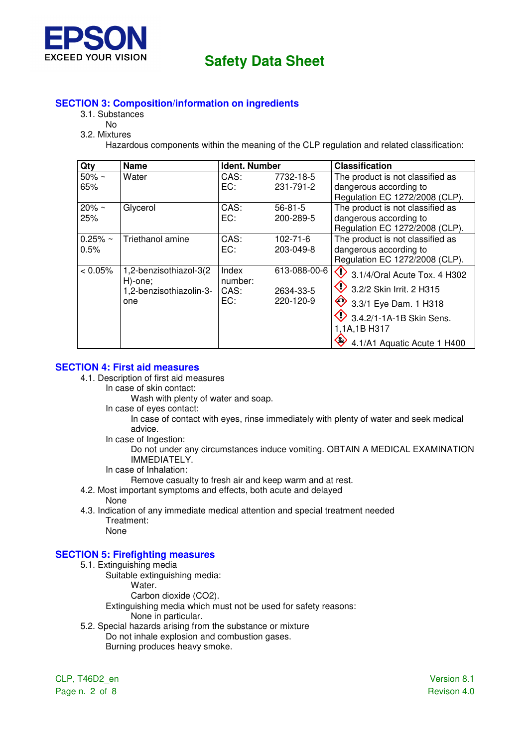## SECTION 3: Composition/information on ingredients

3.1. Substances

No

3.2. Mixtures

Hazardous components within the meaning of the CLP regulation and related classification:

| Qty | Name | Ident. Number | | Classification |
|---|---|---|---|---|
| 50% ~ 65% | Water | CAS:<br>EC: | 7732-18-5<br>231-791-2 | The product is not classified as dangerous according to Regulation EC 1272/2008 (CLP). |
| 20% ~ 25% | Glycerol | CAS:<br>EC: | 56-81-5<br>200-289-5 | The product is not classified as dangerous according to Regulation EC 1272/2008 (CLP). |
| 0.25% ~ 0.5% | Triethanol amine | CAS:<br>EC: | 102-71-6<br>203-049-8 | The product is not classified as dangerous according to Regulation EC 1272/2008 (CLP). |
| < 0.05% | 1,2-benzisothiazol-3(2H)-one; 1,2-benzisothiazolin-3-one | Index number:<br>CAS:<br>EC: | 613-088-00-6<br>2634-33-5<br>220-120-9 | 3.1/4/Oral Acute Tox. 4 H302<br>3.2/2 Skin Irrit. 2 H315<br>3.3/1 Eye Dam. 1 H318<br>3.4.2/1-1A-1B Skin Sens. 1,1A,1B H317<br>4.1/A1 Aquatic Acute 1 H400 |

## SECTION 4: First aid measures

4.1. Description of first aid measures

In case of skin contact:

Wash with plenty of water and soap.

In case of eyes contact:

In case of contact with eyes, rinse immediately with plenty of water and seek medical advice.

In case of Ingestion:

Do not under any circumstances induce vomiting. OBTAIN A MEDICAL EXAMINATION IMMEDIATELY.

In case of Inhalation:

Remove casualty to fresh air and keep warm and at rest.

4.2. Most important symptoms and effects, both acute and delayed

None

4.3. Indication of any immediate medical attention and special treatment needed

Treatment:

None

## SECTION 5: Firefighting measures

5.1. Extinguishing media

Suitable extinguishing media:

Water.

Carbon dioxide (CO2).

Extinguishing media which must not be used for safety reasons:

None in particular.

5.2. Special hazards arising from the substance or mixture

Do not inhale explosion and combustion gases.

Burning produces heavy smoke.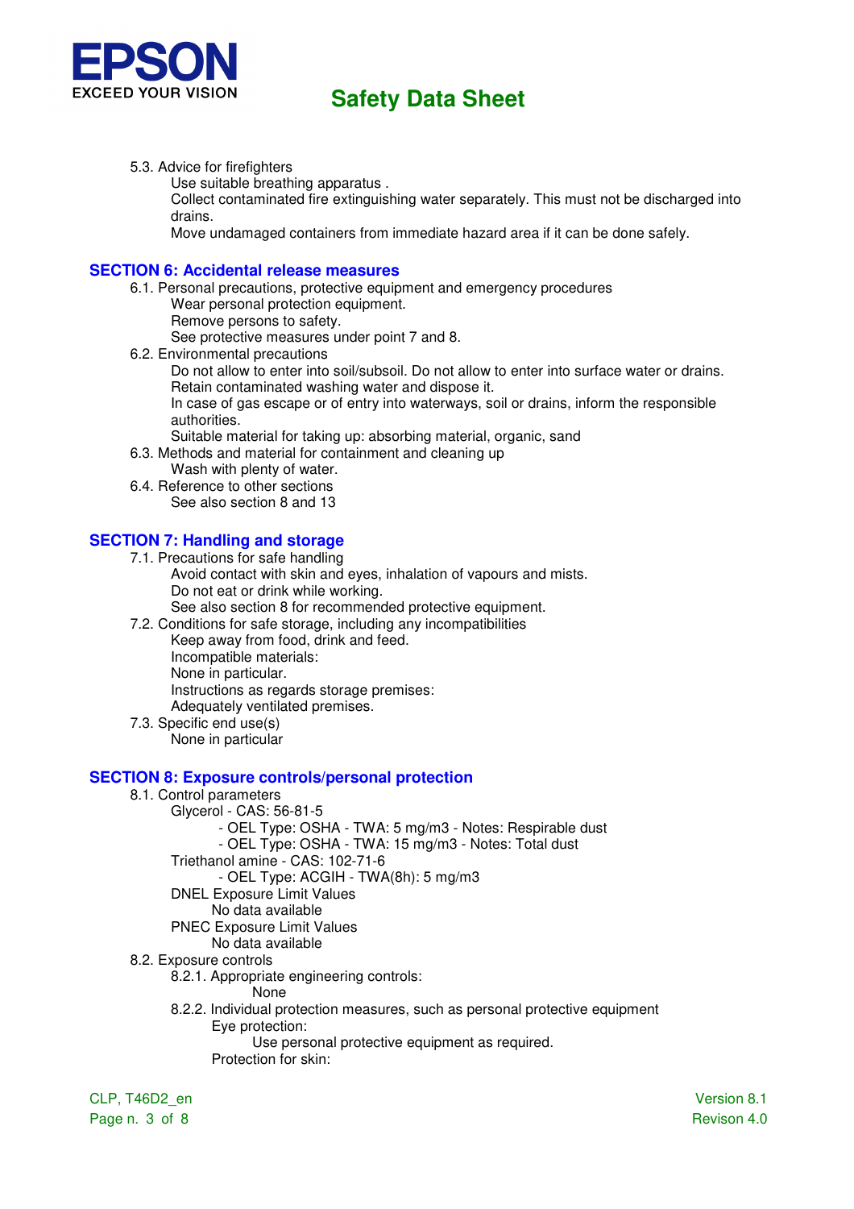5.3. Advice for firefighters

Use suitable breathing apparatus .

Collect contaminated fire extinguishing water separately. This must not be discharged into drains.

Move undamaged containers from immediate hazard area if it can be done safely.

## SECTION 6: Accidental release measures

6.1. Personal precautions, protective equipment and emergency procedures

Wear personal protection equipment.

Remove persons to safety.

See protective measures under point 7 and 8.

6.2. Environmental precautions

Do not allow to enter into soil/subsoil. Do not allow to enter into surface water or drains.

Retain contaminated washing water and dispose it.

In case of gas escape or of entry into waterways, soil or drains, inform the responsible authorities.

Suitable material for taking up: absorbing material, organic, sand

6.3. Methods and material for containment and cleaning up

Wash with plenty of water.

6.4. Reference to other sections

See also section 8 and 13

## SECTION 7: Handling and storage

7.1. Precautions for safe handling

Avoid contact with skin and eyes, inhalation of vapours and mists.

Do not eat or drink while working.

See also section 8 for recommended protective equipment.

7.2. Conditions for safe storage, including any incompatibilities

Keep away from food, drink and feed.

Incompatible materials:

None in particular.

Instructions as regards storage premises:

Adequately ventilated premises.

7.3. Specific end use(s)

None in particular

## SECTION 8: Exposure controls/personal protection

8.1. Control parameters

Glycerol - CAS: 56-81-5

- OEL Type: OSHA - TWA: 5 mg/m3 - Notes: Respirable dust
- OEL Type: OSHA - TWA: 15 mg/m3 - Notes: Total dust

Triethanol amine - CAS: 102-71-6

- OEL Type: ACGIH - TWA(8h): 5 mg/m3

DNEL Exposure Limit Values

No data available

PNEC Exposure Limit Values

No data available

8.2. Exposure controls

8.2.1. Appropriate engineering controls:

None

8.2.2. Individual protection measures, such as personal protective equipment

Eye protection:

Use personal protective equipment as required.

Protection for skin: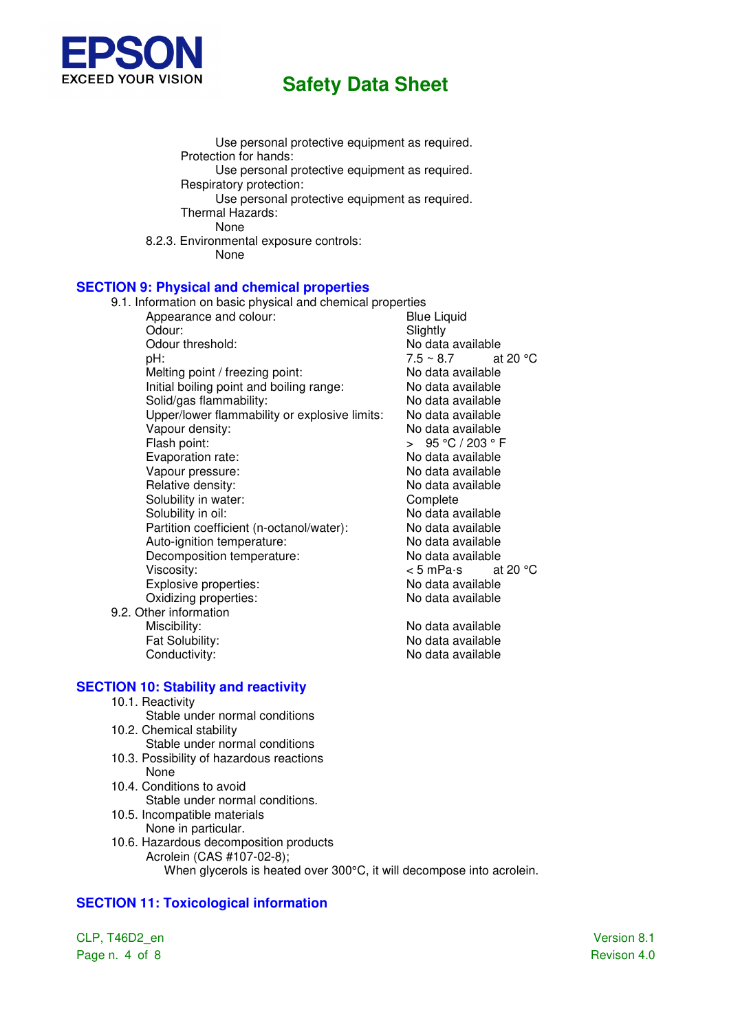Use personal protective equipment as required.

Protection for hands:

Use personal protective equipment as required.

Respiratory protection:

Use personal protective equipment as required.

Thermal Hazards:

None

8.2.3. Environmental exposure controls:

None

## SECTION 9: Physical and chemical properties

9.1. Information on basic physical and chemical properties

| Property | Value |
|---|---|
| Appearance and colour: | Blue Liquid |
| Odour: | Slightly |
| Odour threshold: | No data available |
| pH: | 7.5 ~ 8.7 at 20 °C |
| Melting point / freezing point: | No data available |
| Initial boiling point and boiling range: | No data available |
| Solid/gas flammability: | No data available |
| Upper/lower flammability or explosive limits: | No data available |
| Vapour density: | No data available |
| Flash point: | > 95 °C / 203 ° F |
| Evaporation rate: | No data available |
| Vapour pressure: | No data available |
| Relative density: | No data available |
| Solubility in water: | Complete |
| Solubility in oil: | No data available |
| Partition coefficient (n-octanol/water): | No data available |
| Auto-ignition temperature: | No data available |
| Decomposition temperature: | No data available |
| Viscosity: | < 5 mPa·s at 20 °C |
| Explosive properties: | No data available |
| Oxidizing properties: | No data available |

9.2. Other information

| Property | Value |
|---|---|
| Miscibility: | No data available |
| Fat Solubility: | No data available |
| Conductivity: | No data available |

## SECTION 10: Stability and reactivity

10.1. Reactivity

Stable under normal conditions

10.2. Chemical stability

Stable under normal conditions

10.3. Possibility of hazardous reactions

None

10.4. Conditions to avoid

Stable under normal conditions.

10.5. Incompatible materials

None in particular.

10.6. Hazardous decomposition products

Acrolein (CAS #107-02-8);

When glycerols is heated over 300°C, it will decompose into acrolein.

## SECTION 11: Toxicological information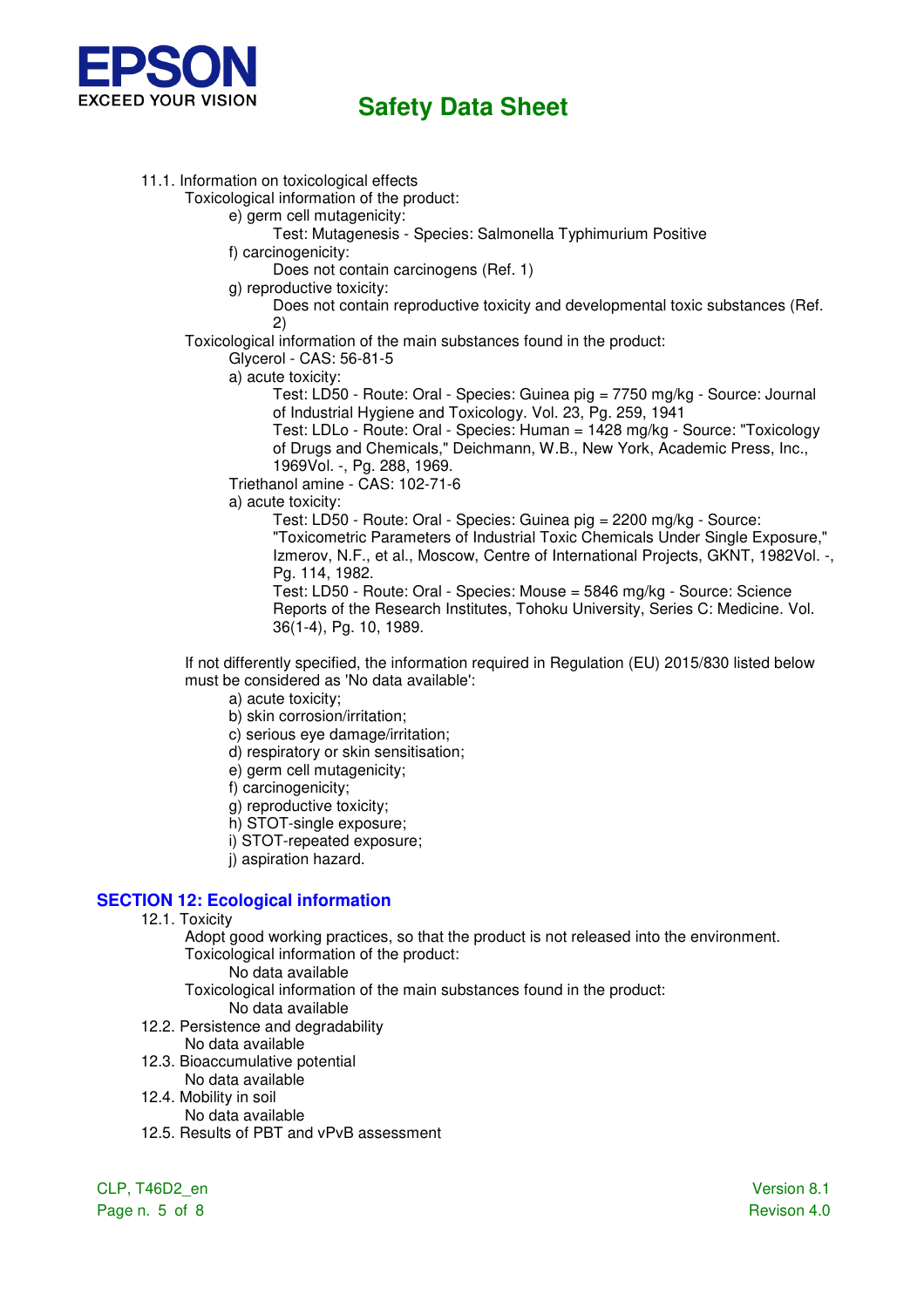11.1. Information on toxicological effects

Toxicological information of the product:

e) germ cell mutagenicity:

Test: Mutagenesis - Species: Salmonella Typhimurium Positive

f) carcinogenicity:

Does not contain carcinogens (Ref. 1)

g) reproductive toxicity:

Does not contain reproductive toxicity and developmental toxic substances (Ref. 2)

Toxicological information of the main substances found in the product:

Glycerol - CAS: 56-81-5

a) acute toxicity:

Test: LD50 - Route: Oral - Species: Guinea pig = 7750 mg/kg - Source: Journal of Industrial Hygiene and Toxicology. Vol. 23, Pg. 259, 1941

Test: LDLo - Route: Oral - Species: Human = 1428 mg/kg - Source: "Toxicology of Drugs and Chemicals," Deichmann, W.B., New York, Academic Press, Inc., 1969Vol. -, Pg. 288, 1969.

Triethanol amine - CAS: 102-71-6

a) acute toxicity:

Test: LD50 - Route: Oral - Species: Guinea pig = 2200 mg/kg - Source: "Toxicometric Parameters of Industrial Toxic Chemicals Under Single Exposure," Izmerov, N.F., et al., Moscow, Centre of International Projects, GKNT, 1982Vol. -, Pg. 114, 1982.

Test: LD50 - Route: Oral - Species: Mouse = 5846 mg/kg - Source: Science Reports of the Research Institutes, Tohoku University, Series C: Medicine. Vol. 36(1-4), Pg. 10, 1989.

If not differently specified, the information required in Regulation (EU) 2015/830 listed below must be considered as 'No data available':

a) acute toxicity;
b) skin corrosion/irritation;
c) serious eye damage/irritation;
d) respiratory or skin sensitisation;
e) germ cell mutagenicity;
f) carcinogenicity;
g) reproductive toxicity;
h) STOT-single exposure;
i) STOT-repeated exposure;
j) aspiration hazard.

## SECTION 12: Ecological information

12.1. Toxicity

Adopt good working practices, so that the product is not released into the environment.

Toxicological information of the product:

No data available

Toxicological information of the main substances found in the product:

No data available

12.2. Persistence and degradability

No data available

12.3. Bioaccumulative potential

No data available

12.4. Mobility in soil

No data available

12.5. Results of PBT and vPvB assessment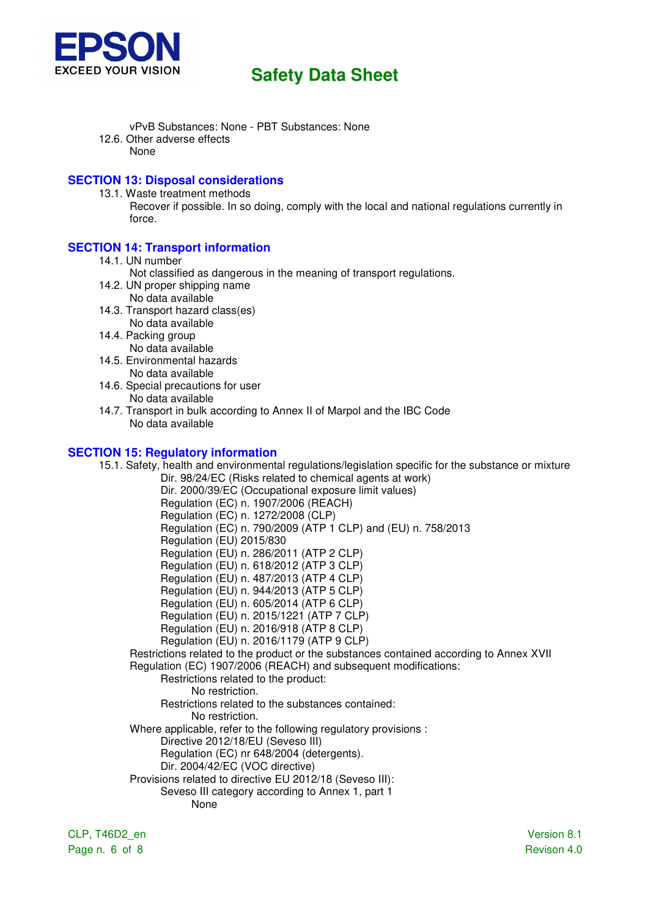vPvB Substances: None - PBT Substances: None

12.6. Other adverse effects

None

## SECTION 13: Disposal considerations

13.1. Waste treatment methods

Recover if possible. In so doing, comply with the local and national regulations currently in force.

## SECTION 14: Transport information

14.1. UN number

Not classified as dangerous in the meaning of transport regulations.

14.2. UN proper shipping name

No data available

14.3. Transport hazard class(es)

No data available

14.4. Packing group

No data available

14.5. Environmental hazards

No data available

14.6. Special precautions for user

No data available

14.7. Transport in bulk according to Annex II of Marpol and the IBC Code

No data available

## SECTION 15: Regulatory information

15.1. Safety, health and environmental regulations/legislation specific for the substance or mixture

Dir. 98/24/EC (Risks related to chemical agents at work)
Dir. 2000/39/EC (Occupational exposure limit values)
Regulation (EC) n. 1907/2006 (REACH)
Regulation (EC) n. 1272/2008 (CLP)
Regulation (EC) n. 790/2009 (ATP 1 CLP) and (EU) n. 758/2013
Regulation (EU) 2015/830
Regulation (EU) n. 286/2011 (ATP 2 CLP)
Regulation (EU) n. 618/2012 (ATP 3 CLP)
Regulation (EU) n. 487/2013 (ATP 4 CLP)
Regulation (EU) n. 944/2013 (ATP 5 CLP)
Regulation (EU) n. 605/2014 (ATP 6 CLP)
Regulation (EU) n. 2015/1221 (ATP 7 CLP)
Regulation (EU) n. 2016/918 (ATP 8 CLP)
Regulation (EU) n. 2016/1179 (ATP 9 CLP)

Restrictions related to the product or the substances contained according to Annex XVII Regulation (EC) 1907/2006 (REACH) and subsequent modifications:

Restrictions related to the product:

No restriction.

Restrictions related to the substances contained:

No restriction.

Where applicable, refer to the following regulatory provisions :

Directive 2012/18/EU (Seveso III)
Regulation (EC) nr 648/2004 (detergents).
Dir. 2004/42/EC (VOC directive)

Provisions related to directive EU 2012/18 (Seveso III):

Seveso III category according to Annex 1, part 1

None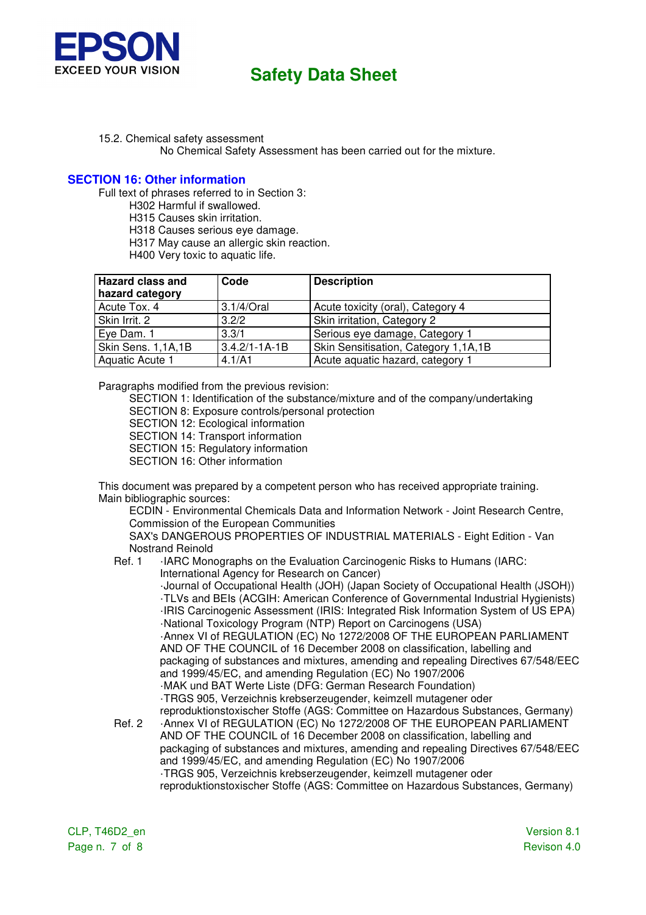15.2. Chemical safety assessment

No Chemical Safety Assessment has been carried out for the mixture.

## SECTION 16: Other information

Full text of phrases referred to in Section 3:

H302 Harmful if swallowed.
H315 Causes skin irritation.
H318 Causes serious eye damage.
H317 May cause an allergic skin reaction.
H400 Very toxic to aquatic life.

| Hazard class and hazard category | Code | Description |
|---|---|---|
| Acute Tox. 4 | 3.1/4/Oral | Acute toxicity (oral), Category 4 |
| Skin Irrit. 2 | 3.2/2 | Skin irritation, Category 2 |
| Eye Dam. 1 | 3.3/1 | Serious eye damage, Category 1 |
| Skin Sens. 1,1A,1B | 3.4.2/1-1A-1B | Skin Sensitisation, Category 1,1A,1B |
| Aquatic Acute 1 | 4.1/A1 | Acute aquatic hazard, category 1 |

Paragraphs modified from the previous revision:

SECTION 1: Identification of the substance/mixture and of the company/undertaking
SECTION 8: Exposure controls/personal protection
SECTION 12: Ecological information
SECTION 14: Transport information
SECTION 15: Regulatory information
SECTION 16: Other information

This document was prepared by a competent person who has received appropriate training.

Main bibliographic sources:

ECDIN - Environmental Chemicals Data and Information Network - Joint Research Centre, Commission of the European Communities
SAX's DANGEROUS PROPERTIES OF INDUSTRIAL MATERIALS - Eight Edition - Van Nostrand Reinold

Ref. 1
·IARC Monographs on the Evaluation Carcinogenic Risks to Humans (IARC: International Agency for Research on Cancer)
·Journal of Occupational Health (JOH) (Japan Society of Occupational Health (JSOH))
·TLVs and BEIs (ACGIH: American Conference of Governmental Industrial Hygienists)
·IRIS Carcinogenic Assessment (IRIS: Integrated Risk Information System of US EPA)
·National Toxicology Program (NTP) Report on Carcinogens (USA)
·Annex VI of REGULATION (EC) No 1272/2008 OF THE EUROPEAN PARLIAMENT AND OF THE COUNCIL of 16 December 2008 on classification, labelling and packaging of substances and mixtures, amending and repealing Directives 67/548/EEC and 1999/45/EC, and amending Regulation (EC) No 1907/2006
·MAK und BAT Werte Liste (DFG: German Research Foundation)
·TRGS 905, Verzeichnis krebserzeugender, keimzell mutagener oder reproduktionstoxischer Stoffe (AGS: Committee on Hazardous Substances, Germany)

Ref. 2
·Annex VI of REGULATION (EC) No 1272/2008 OF THE EUROPEAN PARLIAMENT AND OF THE COUNCIL of 16 December 2008 on classification, labelling and packaging of substances and mixtures, amending and repealing Directives 67/548/EEC and 1999/45/EC, and amending Regulation (EC) No 1907/2006
·TRGS 905, Verzeichnis krebserzeugender, keimzell mutagener oder reproduktionstoxischer Stoffe (AGS: Committee on Hazardous Substances, Germany)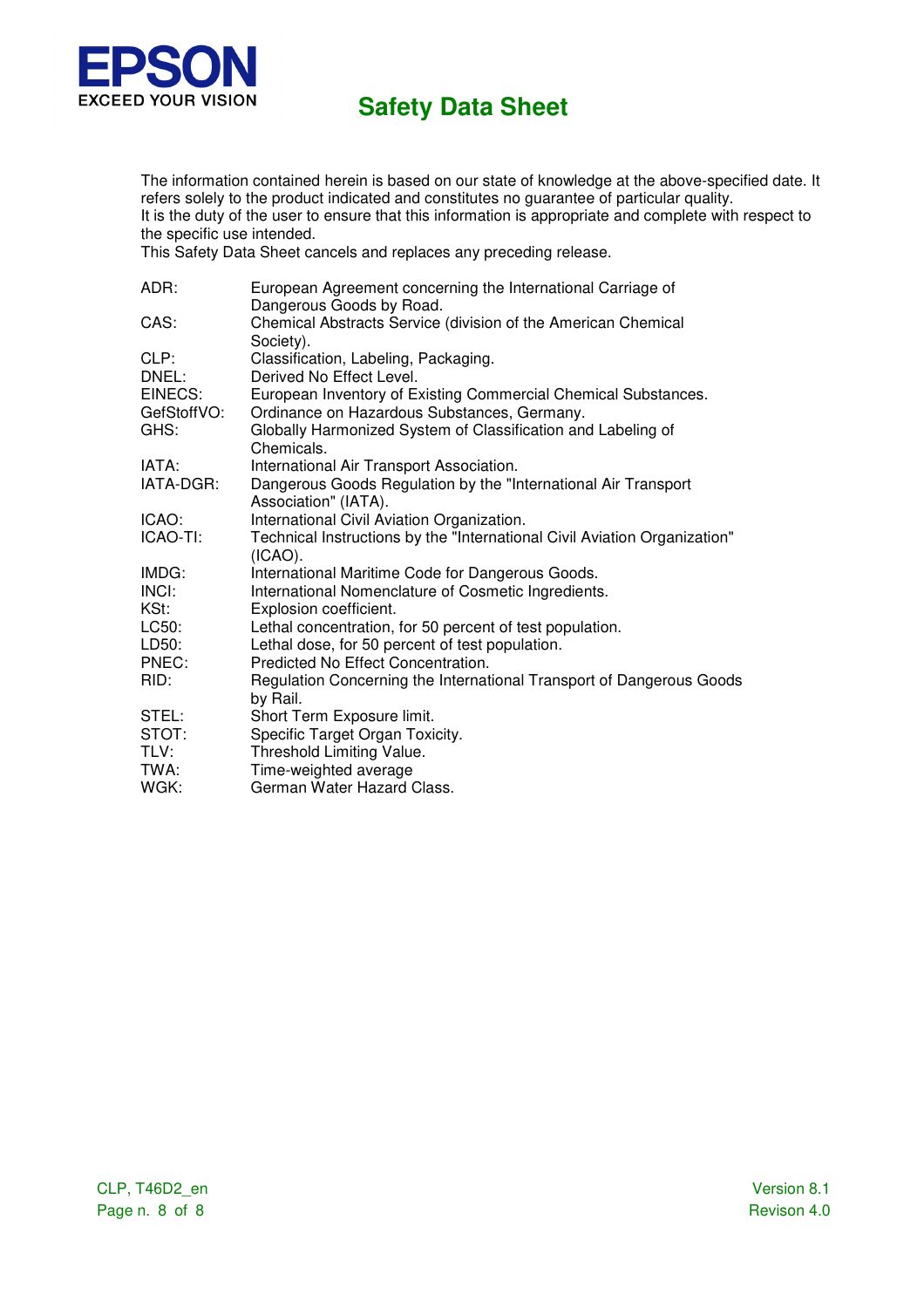The information contained herein is based on our state of knowledge at the above-specified date. It refers solely to the product indicated and constitutes no guarantee of particular quality.
It is the duty of the user to ensure that this information is appropriate and complete with respect to the specific use intended.
This Safety Data Sheet cancels and replaces any preceding release.

| | |
|---|---|
| ADR: | European Agreement concerning the International Carriage of Dangerous Goods by Road. |
| CAS: | Chemical Abstracts Service (division of the American Chemical Society). |
| CLP: | Classification, Labeling, Packaging. |
| DNEL: | Derived No Effect Level. |
| EINECS: | European Inventory of Existing Commercial Chemical Substances. |
| GefStoffVO: | Ordinance on Hazardous Substances, Germany. |
| GHS: | Globally Harmonized System of Classification and Labeling of Chemicals. |
| IATA: | International Air Transport Association. |
| IATA-DGR: | Dangerous Goods Regulation by the "International Air Transport Association" (IATA). |
| ICAO: | International Civil Aviation Organization. |
| ICAO-TI: | Technical Instructions by the "International Civil Aviation Organization" (ICAO). |
| IMDG: | International Maritime Code for Dangerous Goods. |
| INCI: | International Nomenclature of Cosmetic Ingredients. |
| KSt: | Explosion coefficient. |
| LC50: | Lethal concentration, for 50 percent of test population. |
| LD50: | Lethal dose, for 50 percent of test population. |
| PNEC: | Predicted No Effect Concentration. |
| RID: | Regulation Concerning the International Transport of Dangerous Goods by Rail. |
| STEL: | Short Term Exposure limit. |
| STOT: | Specific Target Organ Toxicity. |
| TLV: | Threshold Limiting Value. |
| TWA: | Time-weighted average |
| WGK: | German Water Hazard Class. |